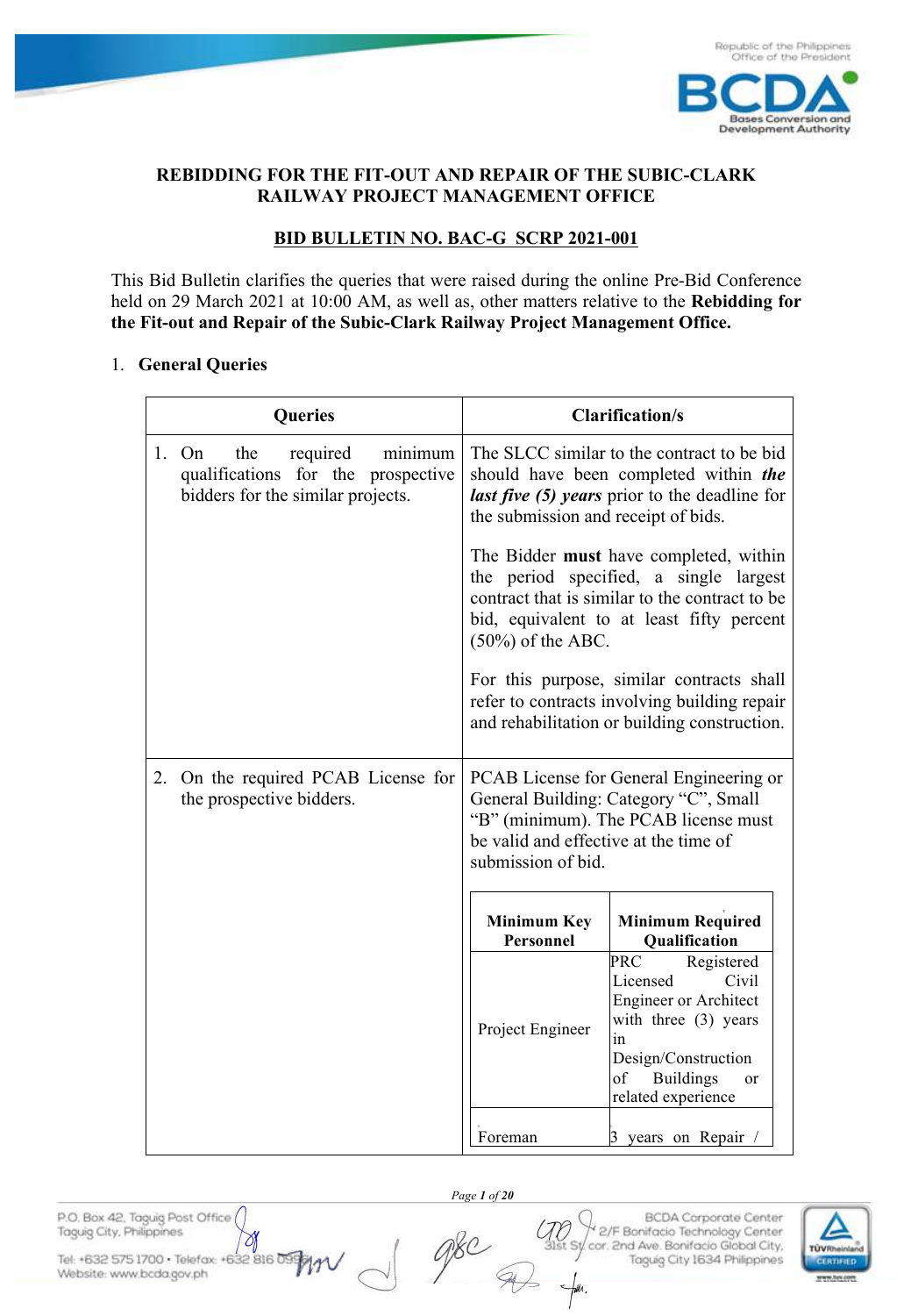**REBIDDING FOR THE FIT-OUT AND REPAIR OF THE SUBIC-CLARK RAILWAY PROJECT MANAGEMENT OFFICE**

**BID BULLETIN NO. BAC-G SCRP 2021-001**

This Bid Bulletin clarifies the queries that were raised during the online Pre-Bid Conference held on 29 March 2021 at 10:00 AM, as well as, other matters relative to the **Rebidding for the Fit-out and Repair of the Subic-Clark Railway Project Management Office.**

1. **General Queries**

| Queries | Clarification/s |
|---|---|
| 1. On the required minimum qualifications for the prospective bidders for the similar projects. | The SLCC similar to the contract to be bid should have been completed within ***the last five (5) years*** prior to the deadline for the submission and receipt of bids.<br><br>The Bidder **must** have completed, within the period specified, a single largest contract that is similar to the contract to be bid, equivalent to at least fifty percent (50%) of the ABC.<br><br>For this purpose, similar contracts shall refer to contracts involving building repair and rehabilitation or building construction. |
| 2. On the required PCAB License for the prospective bidders. | PCAB License for General Engineering or General Building: Category "C", Small "B" (minimum). The PCAB license must be valid and effective at the time of submission of bid.<br><br>**Minimum Key Personnel** / **Minimum Required Qualification**<br>Project Engineer: PRC Registered Licensed Civil Engineer or Architect with three (3) years in Design/Construction of Buildings or related experience<br>Foreman: 3 years on Repair / |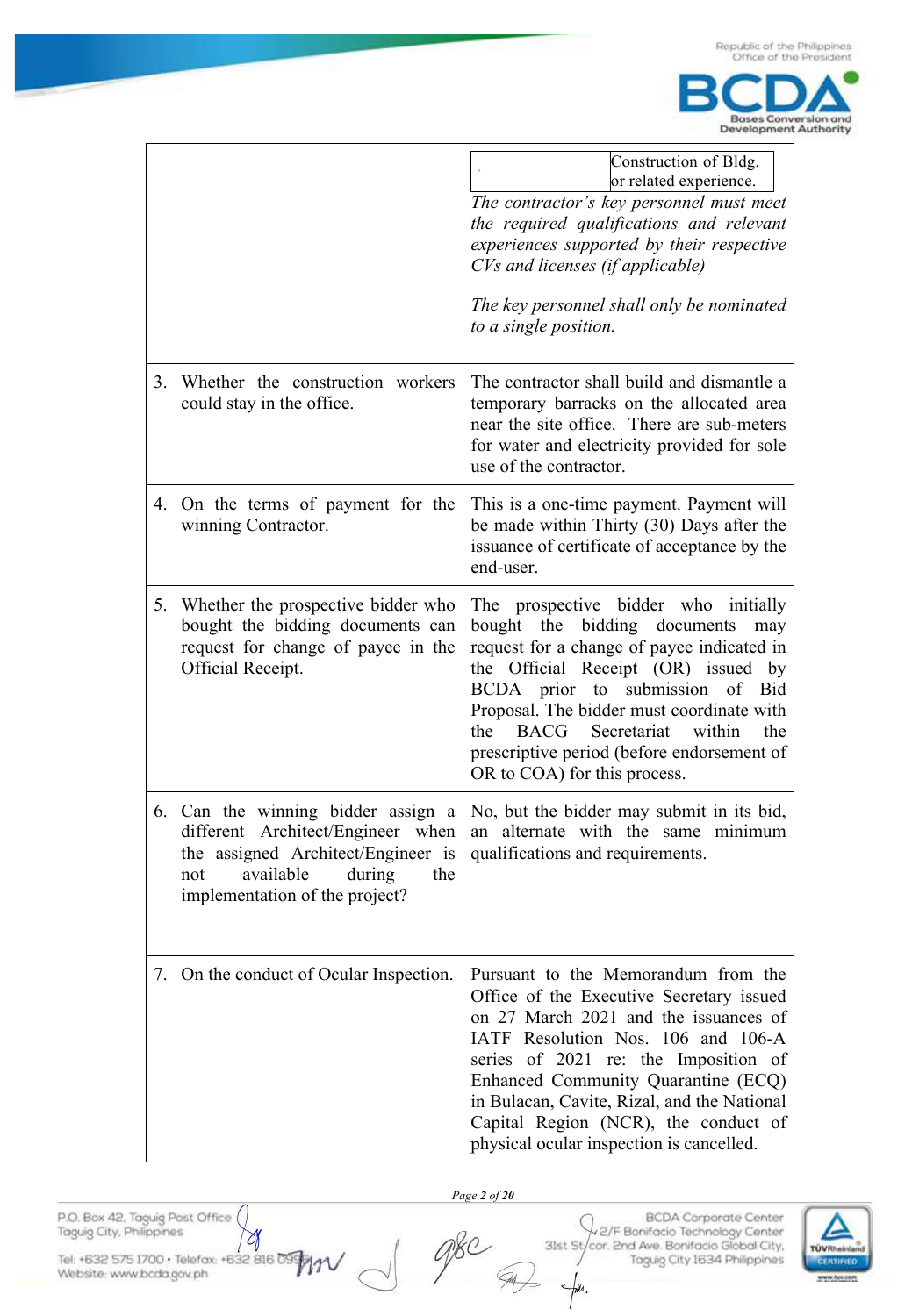| | |
|---|---|
| | Construction of Bldg. or related experience. *The contractor's key personnel must meet the required qualifications and relevant experiences supported by their respective CVs and licenses (if applicable)* *The key personnel shall only be nominated to a single position.* |
| 3. Whether the construction workers could stay in the office. | The contractor shall build and dismantle a temporary barracks on the allocated area near the site office. There are sub-meters for water and electricity provided for sole use of the contractor. |
| 4. On the terms of payment for the winning Contractor. | This is a one-time payment. Payment will be made within Thirty (30) Days after the issuance of certificate of acceptance by the end-user. |
| 5. Whether the prospective bidder who bought the bidding documents can request for change of payee in the Official Receipt. | The prospective bidder who initially bought the bidding documents may request for a change of payee indicated in the Official Receipt (OR) issued by BCDA prior to submission of Bid Proposal. The bidder must coordinate with the BACG Secretariat within the prescriptive period (before endorsement of OR to COA) for this process. |
| 6. Can the winning bidder assign a different Architect/Engineer when the assigned Architect/Engineer is not available during the implementation of the project? | No, but the bidder may submit in its bid, an alternate with the same minimum qualifications and requirements. |
| 7. On the conduct of Ocular Inspection. | Pursuant to the Memorandum from the Office of the Executive Secretary issued on 27 March 2021 and the issuances of IATF Resolution Nos. 106 and 106-A series of 2021 re: the Imposition of Enhanced Community Quarantine (ECQ) in Bulacan, Cavite, Rizal, and the National Capital Region (NCR), the conduct of physical ocular inspection is cancelled. |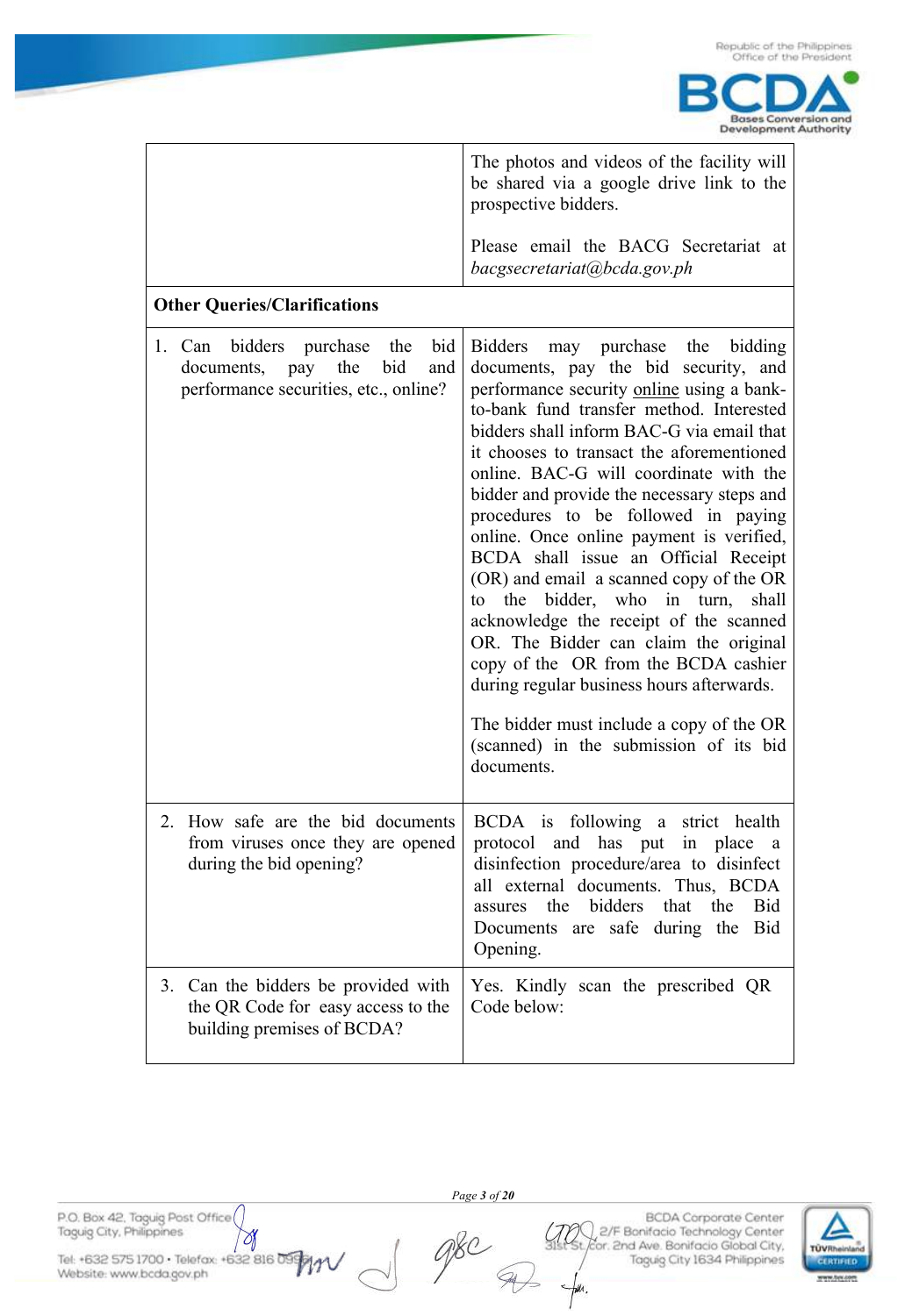| | |
|---|---|
| | The photos and videos of the facility will be shared via a google drive link to the prospective bidders.<br><br>Please email the BACG Secretariat at *bacgsecretariat@bcda.gov.ph* |
| **Other Queries/Clarifications** | |
| 1. Can bidders purchase the bid documents, pay the bid and performance securities, etc., online? | Bidders may purchase the bidding documents, pay the bid security, and performance security online using a bank-to-bank fund transfer method. Interested bidders shall inform BAC-G via email that it chooses to transact the aforementioned online. BAC-G will coordinate with the bidder and provide the necessary steps and procedures to be followed in paying online. Once online payment is verified, BCDA shall issue an Official Receipt (OR) and email a scanned copy of the OR to the bidder, who in turn, shall acknowledge the receipt of the scanned OR. The Bidder can claim the original copy of the OR from the BCDA cashier during regular business hours afterwards.<br><br>The bidder must include a copy of the OR (scanned) in the submission of its bid documents. |
| 2. How safe are the bid documents from viruses once they are opened during the bid opening? | BCDA is following a strict health protocol and has put in place a disinfection procedure/area to disinfect all external documents. Thus, BCDA assures the bidders that the Bid Documents are safe during the Bid Opening. |
| 3. Can the bidders be provided with the QR Code for easy access to the building premises of BCDA? | Yes. Kindly scan the prescribed QR Code below: |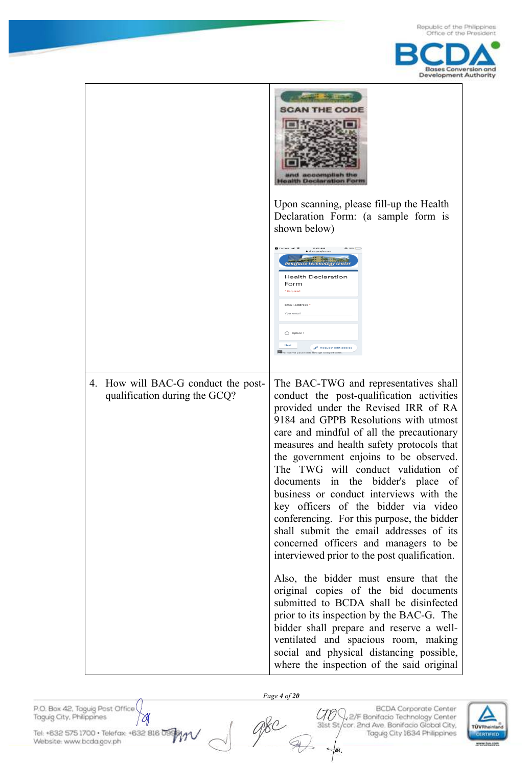| | |
|---|---|
| | SCAN THE CODE and accomplish the Health Declaration Form<br><br>Upon scanning, please fill-up the Health Declaration Form: (a sample form is shown below)<br><br>bonifacio technology center<br>Health Declaration Form<br>* Required<br>Email address *<br>Your email<br>Option 1<br>Next<br>Request edit access |
| 4. How will BAC-G conduct the post-qualification during the GCQ? | The BAC-TWG and representatives shall conduct the post-qualification activities provided under the Revised IRR of RA 9184 and GPPB Resolutions with utmost care and mindful of all the precautionary measures and health safety protocols that the government enjoins to be observed. The TWG will conduct validation of documents in the bidder's place of business or conduct interviews with the key officers of the bidder via video conferencing. For this purpose, the bidder shall submit the email addresses of its concerned officers and managers to be interviewed prior to the post qualification.<br><br>Also, the bidder must ensure that the original copies of the bid documents submitted to BCDA shall be disinfected prior to its inspection by the BAC-G. The bidder shall prepare and reserve a well-ventilated and spacious room, making social and physical distancing possible, where the inspection of the said original |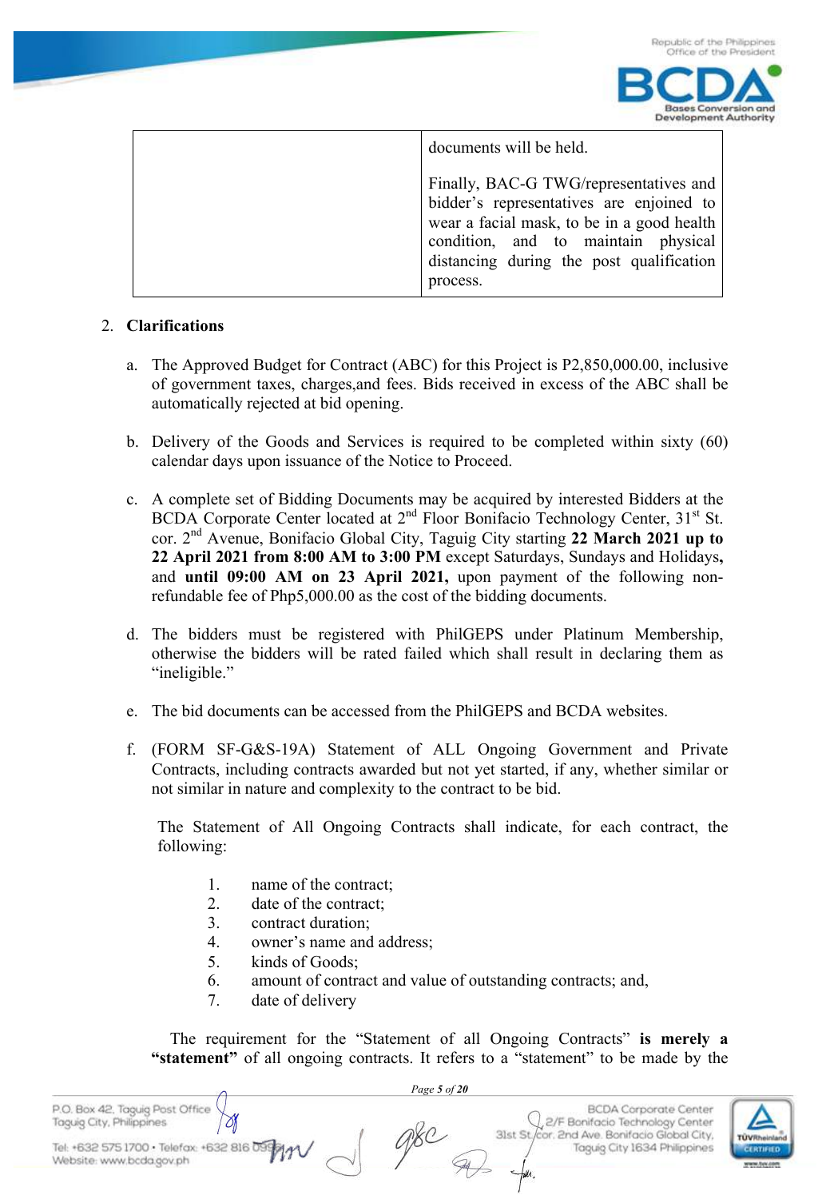| | documents will be held.<br><br>Finally, BAC-G TWG/representatives and bidder's representatives are enjoined to wear a facial mask, to be in a good health condition, and to maintain physical distancing during the post qualification process. |
|---|---|

2. **Clarifications**

   a. The Approved Budget for Contract (ABC) for this Project is P2,850,000.00, inclusive of government taxes, charges,and fees. Bids received in excess of the ABC shall be automatically rejected at bid opening.

   b. Delivery of the Goods and Services is required to be completed within sixty (60) calendar days upon issuance of the Notice to Proceed.

   c. A complete set of Bidding Documents may be acquired by interested Bidders at the BCDA Corporate Center located at 2nd Floor Bonifacio Technology Center, 31st St. cor. 2nd Avenue, Bonifacio Global City, Taguig City starting **22 March 2021 up to 22 April 2021 from 8:00 AM to 3:00 PM** except Saturdays, Sundays and Holidays**,** and **until 09:00 AM on 23 April 2021,** upon payment of the following non-refundable fee of Php5,000.00 as the cost of the bidding documents.

   d. The bidders must be registered with PhilGEPS under Platinum Membership, otherwise the bidders will be rated failed which shall result in declaring them as "ineligible."

   e. The bid documents can be accessed from the PhilGEPS and BCDA websites.

   f. (FORM SF-G&S-19A) Statement of ALL Ongoing Government and Private Contracts, including contracts awarded but not yet started, if any, whether similar or not similar in nature and complexity to the contract to be bid.

   The Statement of All Ongoing Contracts shall indicate, for each contract, the following:

   1. name of the contract;
   2. date of the contract;
   3. contract duration;
   4. owner's name and address;
   5. kinds of Goods;
   6. amount of contract and value of outstanding contracts; and,
   7. date of delivery

   The requirement for the "Statement of all Ongoing Contracts" **is merely a "statement"** of all ongoing contracts. It refers to a "statement" to be made by the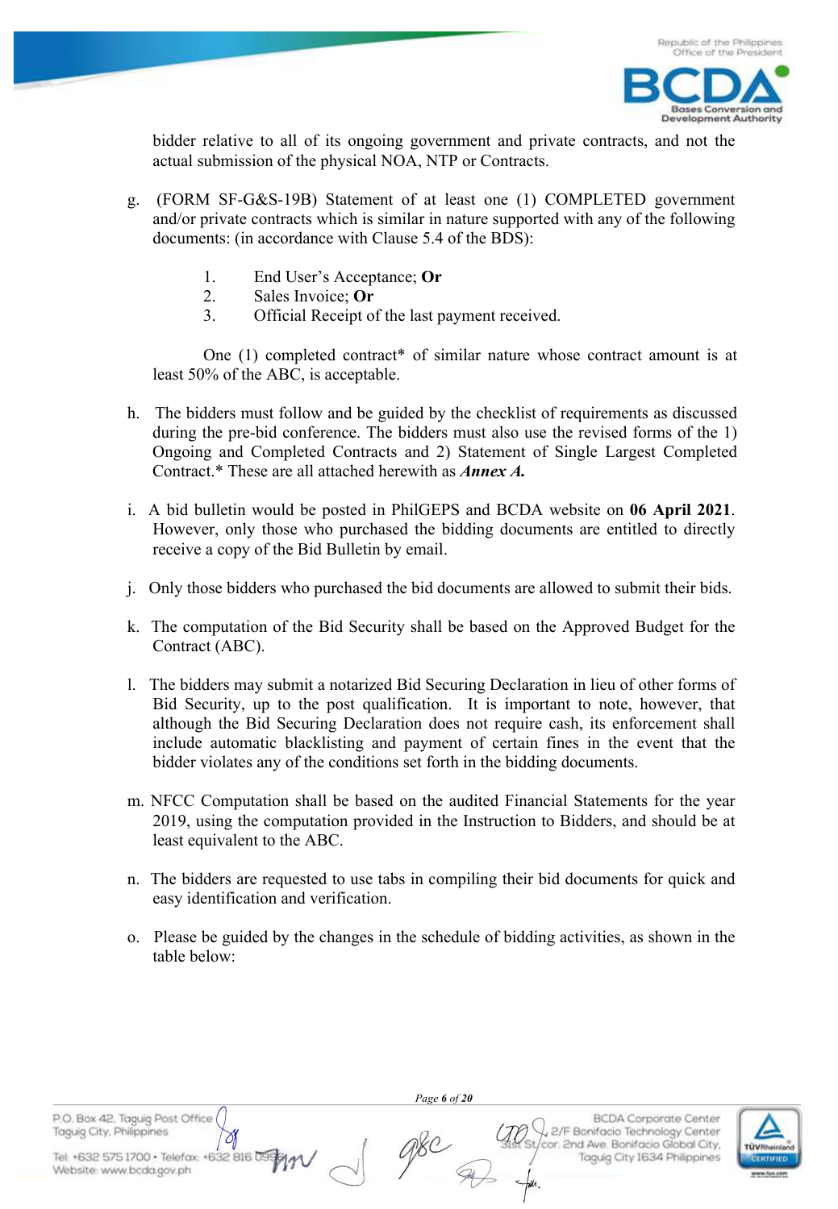bidder relative to all of its ongoing government and private contracts, and not the actual submission of the physical NOA, NTP or Contracts.

g. (FORM SF-G&S-19B) Statement of at least one (1) COMPLETED government and/or private contracts which is similar in nature supported with any of the following documents: (in accordance with Clause 5.4 of the BDS):

   1. End User's Acceptance; **Or**
   2. Sales Invoice; **Or**
   3. Official Receipt of the last payment received.

   One (1) completed contract* of similar nature whose contract amount is at least 50% of the ABC, is acceptable.

h. The bidders must follow and be guided by the checklist of requirements as discussed during the pre-bid conference. The bidders must also use the revised forms of the 1) Ongoing and Completed Contracts and 2) Statement of Single Largest Completed Contract.* These are all attached herewith as ***Annex A.***

i. A bid bulletin would be posted in PhilGEPS and BCDA website on **06 April 2021**. However, only those who purchased the bidding documents are entitled to directly receive a copy of the Bid Bulletin by email.

j. Only those bidders who purchased the bid documents are allowed to submit their bids.

k. The computation of the Bid Security shall be based on the Approved Budget for the Contract (ABC).

l. The bidders may submit a notarized Bid Securing Declaration in lieu of other forms of Bid Security, up to the post qualification. It is important to note, however, that although the Bid Securing Declaration does not require cash, its enforcement shall include automatic blacklisting and payment of certain fines in the event that the bidder violates any of the conditions set forth in the bidding documents.

m. NFCC Computation shall be based on the audited Financial Statements for the year 2019, using the computation provided in the Instruction to Bidders, and should be at least equivalent to the ABC.

n. The bidders are requested to use tabs in compiling their bid documents for quick and easy identification and verification.

o. Please be guided by the changes in the schedule of bidding activities, as shown in the table below: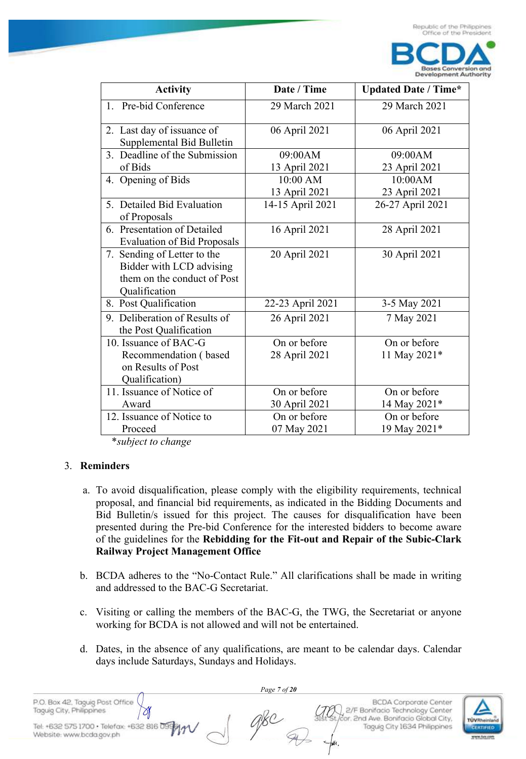| Activity | Date / Time | Updated Date / Time* |
|---|---|---|
| 1. Pre-bid Conference | 29 March 2021 | 29 March 2021 |
| 2. Last day of issuance of Supplemental Bid Bulletin | 06 April 2021 | 06 April 2021 |
| 3. Deadline of the Submission of Bids | 09:00AM 13 April 2021 | 09:00AM 23 April 2021 |
| 4. Opening of Bids | 10:00 AM 13 April 2021 | 10:00AM 23 April 2021 |
| 5. Detailed Bid Evaluation of Proposals | 14-15 April 2021 | 26-27 April 2021 |
| 6. Presentation of Detailed Evaluation of Bid Proposals | 16 April 2021 | 28 April 2021 |
| 7. Sending of Letter to the Bidder with LCD advising them on the conduct of Post Qualification | 20 April 2021 | 30 April 2021 |
| 8. Post Qualification | 22-23 April 2021 | 3-5 May 2021 |
| 9. Deliberation of Results of the Post Qualification | 26 April 2021 | 7 May 2021 |
| 10. Issuance of BAC-G Recommendation ( based on Results of Post Qualification) | On or before 28 April 2021 | On or before 11 May 2021* |
| 11. Issuance of Notice of Award | On or before 30 April 2021 | On or before 14 May 2021* |
| 12. Issuance of Notice to Proceed | On or before 07 May 2021 | On or before 19 May 2021* |

**subject to change*

3. **Reminders**

   a. To avoid disqualification, please comply with the eligibility requirements, technical proposal, and financial bid requirements, as indicated in the Bidding Documents and Bid Bulletin/s issued for this project. The causes for disqualification have been presented during the Pre-bid Conference for the interested bidders to become aware of the guidelines for the **Rebidding for the Fit-out and Repair of the Subic-Clark Railway Project Management Office**

   b. BCDA adheres to the "No-Contact Rule." All clarifications shall be made in writing and addressed to the BAC-G Secretariat.

   c. Visiting or calling the members of the BAC-G, the TWG, the Secretariat or anyone working for BCDA is not allowed and will not be entertained.

   d. Dates, in the absence of any qualifications, are meant to be calendar days. Calendar days include Saturdays, Sundays and Holidays.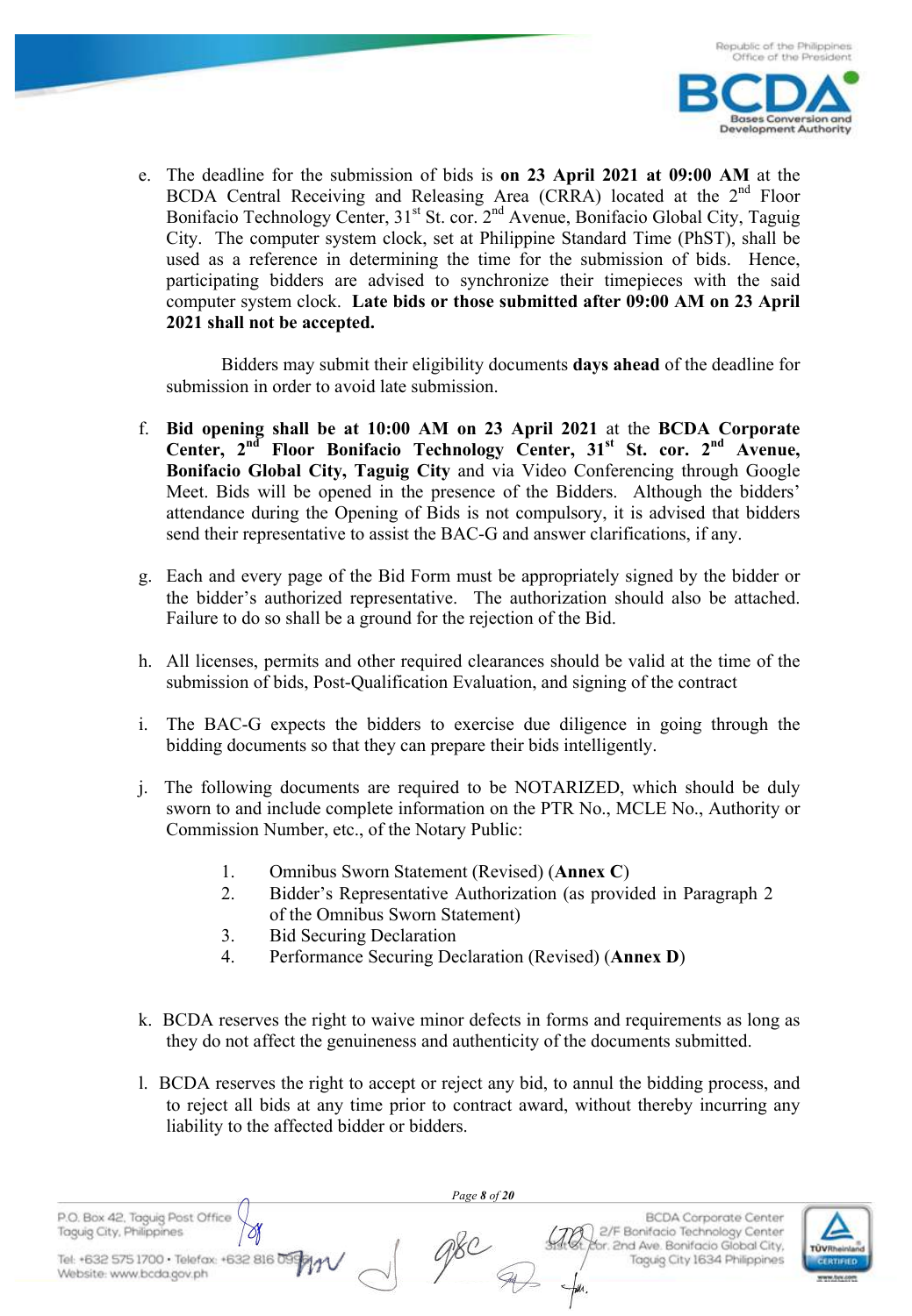e. The deadline for the submission of bids is **on 23 April 2021 at 09:00 AM** at the BCDA Central Receiving and Releasing Area (CRRA) located at the 2nd Floor Bonifacio Technology Center, 31st St. cor. 2nd Avenue, Bonifacio Global City, Taguig City. The computer system clock, set at Philippine Standard Time (PhST), shall be used as a reference in determining the time for the submission of bids. Hence, participating bidders are advised to synchronize their timepieces with the said computer system clock. **Late bids or those submitted after 09:00 AM on 23 April 2021 shall not be accepted.**

   Bidders may submit their eligibility documents **days ahead** of the deadline for submission in order to avoid late submission.

f. **Bid opening shall be at 10:00 AM on 23 April 2021** at the **BCDA Corporate Center, 2nd Floor Bonifacio Technology Center, 31st St. cor. 2nd Avenue, Bonifacio Global City, Taguig City** and via Video Conferencing through Google Meet. Bids will be opened in the presence of the Bidders. Although the bidders' attendance during the Opening of Bids is not compulsory, it is advised that bidders send their representative to assist the BAC-G and answer clarifications, if any.

g. Each and every page of the Bid Form must be appropriately signed by the bidder or the bidder's authorized representative. The authorization should also be attached. Failure to do so shall be a ground for the rejection of the Bid.

h. All licenses, permits and other required clearances should be valid at the time of the submission of bids, Post-Qualification Evaluation, and signing of the contract

i. The BAC-G expects the bidders to exercise due diligence in going through the bidding documents so that they can prepare their bids intelligently.

j. The following documents are required to be NOTARIZED, which should be duly sworn to and include complete information on the PTR No., MCLE No., Authority or Commission Number, etc., of the Notary Public:

   1. Omnibus Sworn Statement (Revised) (**Annex C**)
   2. Bidder's Representative Authorization (as provided in Paragraph 2 of the Omnibus Sworn Statement)
   3. Bid Securing Declaration
   4. Performance Securing Declaration (Revised) (**Annex D**)

k. BCDA reserves the right to waive minor defects in forms and requirements as long as they do not affect the genuineness and authenticity of the documents submitted.

l. BCDA reserves the right to accept or reject any bid, to annul the bidding process, and to reject all bids at any time prior to contract award, without thereby incurring any liability to the affected bidder or bidders.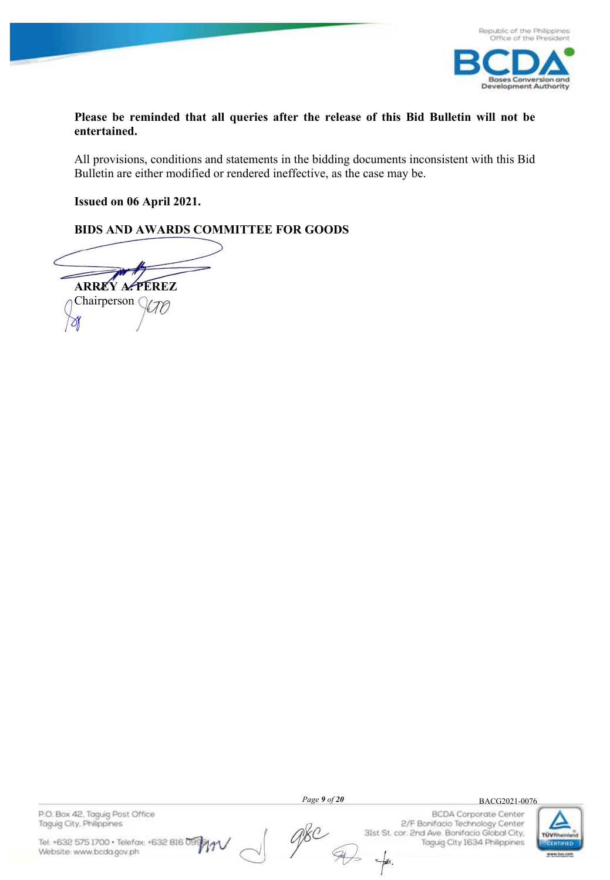**Please be reminded that all queries after the release of this Bid Bulletin will not be entertained.**

All provisions, conditions and statements in the bidding documents inconsistent with this Bid Bulletin are either modified or rendered ineffective, as the case may be.

**Issued on 06 April 2021.**

**BIDS AND AWARDS COMMITTEE FOR GOODS**

**ARREY A. PEREZ**
Chairperson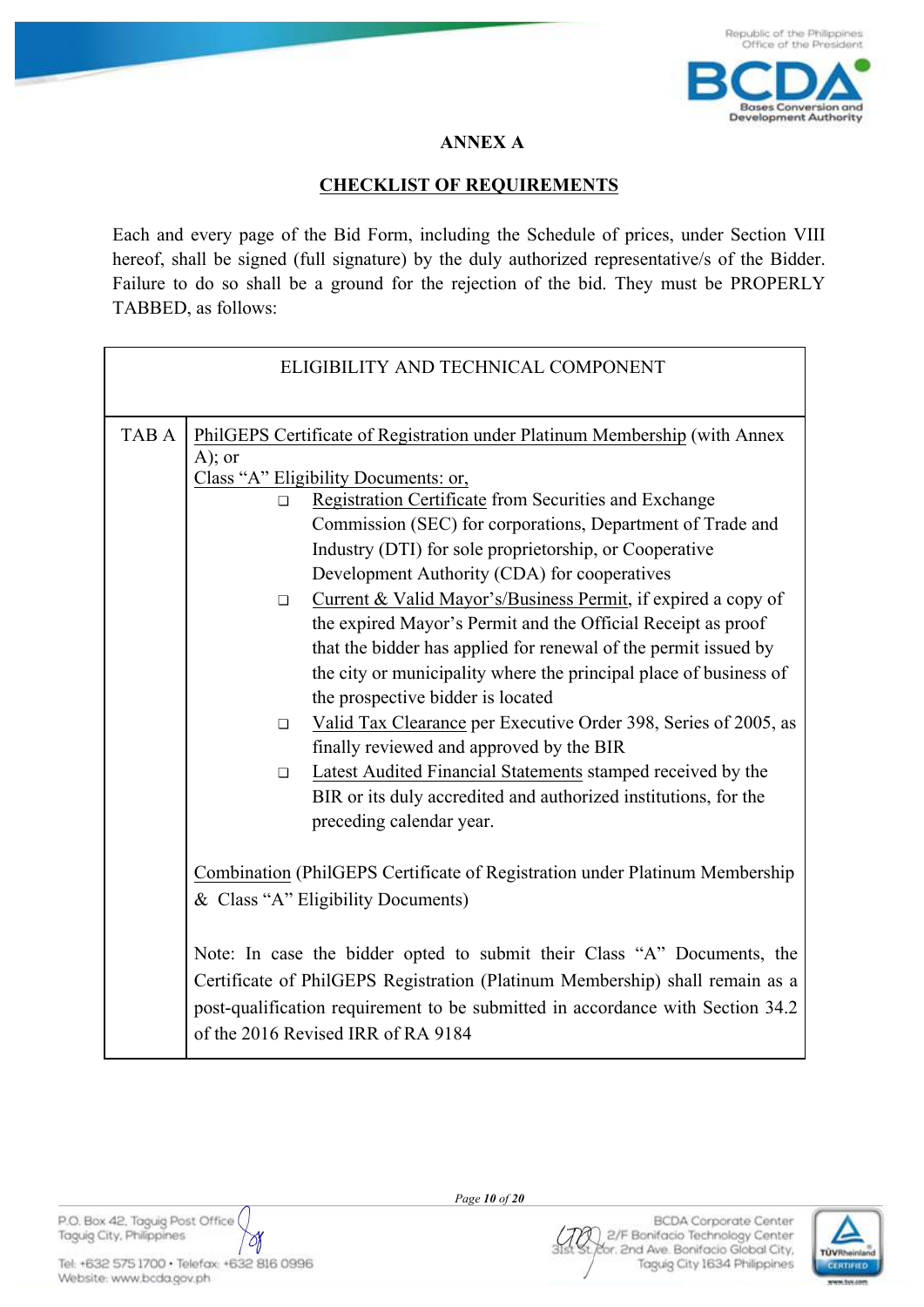## ANNEX A

## CHECKLIST OF REQUIREMENTS

Each and every page of the Bid Form, including the Schedule of prices, under Section VIII hereof, shall be signed (full signature) by the duly authorized representative/s of the Bidder. Failure to do so shall be a ground for the rejection of the bid. They must be PROPERLY TABBED, as follows:

| ELIGIBILITY AND TECHNICAL COMPONENT | |
|---|---|
| TAB A | PhilGEPS Certificate of Registration under Platinum Membership (with Annex A); or<br>Class "A" Eligibility Documents: or,<br>❑ Registration Certificate from Securities and Exchange Commission (SEC) for corporations, Department of Trade and Industry (DTI) for sole proprietorship, or Cooperative Development Authority (CDA) for cooperatives<br>❑ Current & Valid Mayor's/Business Permit, if expired a copy of the expired Mayor's Permit and the Official Receipt as proof that the bidder has applied for renewal of the permit issued by the city or municipality where the principal place of business of the prospective bidder is located<br>❑ Valid Tax Clearance per Executive Order 398, Series of 2005, as finally reviewed and approved by the BIR<br>❑ Latest Audited Financial Statements stamped received by the BIR or its duly accredited and authorized institutions, for the preceding calendar year.<br><br>Combination (PhilGEPS Certificate of Registration under Platinum Membership & Class "A" Eligibility Documents)<br><br>Note: In case the bidder opted to submit their Class "A" Documents, the Certificate of PhilGEPS Registration (Platinum Membership) shall remain as a post-qualification requirement to be submitted in accordance with Section 34.2 of the 2016 Revised IRR of RA 9184 |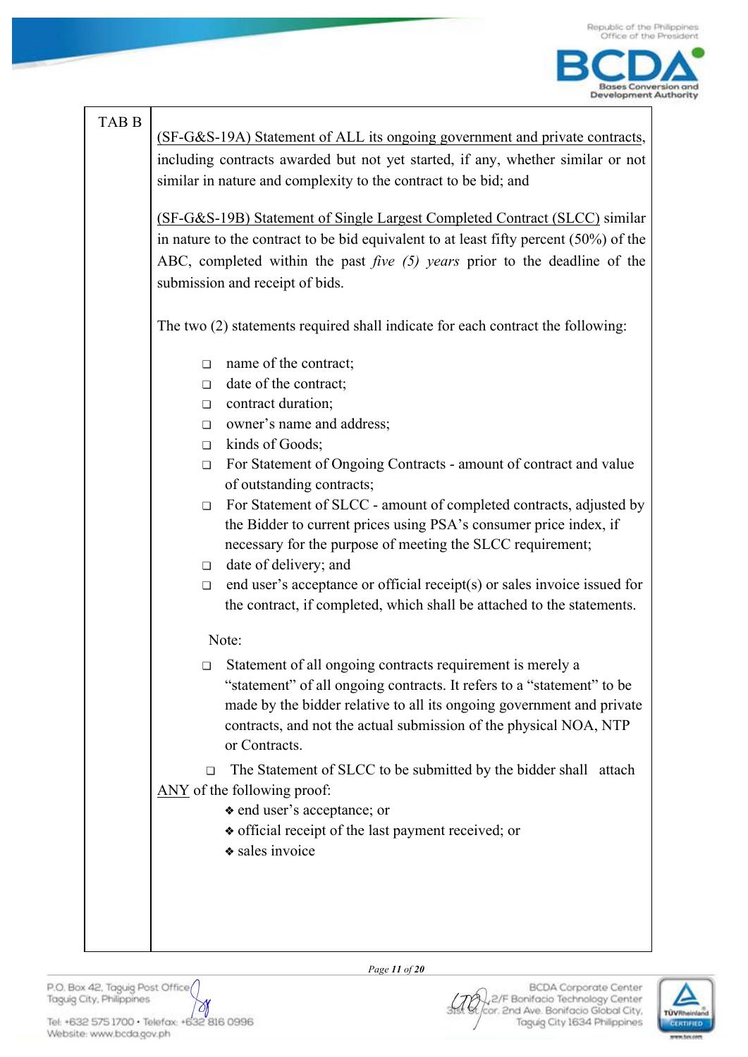| TAB B | (SF-G&S-19A) Statement of ALL its ongoing government and private contracts, including contracts awarded but not yet started, if any, whether similar or not similar in nature and complexity to the contract to be bid; and<br><br>(SF-G&S-19B) Statement of Single Largest Completed Contract (SLCC) similar in nature to the contract to be bid equivalent to at least fifty percent (50%) of the ABC, completed within the past *five (5) years* prior to the deadline of the submission and receipt of bids.<br><br>The two (2) statements required shall indicate for each contract the following:<br><br>❑ name of the contract;<br>❑ date of the contract;<br>❑ contract duration;<br>❑ owner's name and address;<br>❑ kinds of Goods;<br>❑ For Statement of Ongoing Contracts - amount of contract and value of outstanding contracts;<br>❑ For Statement of SLCC - amount of completed contracts, adjusted by the Bidder to current prices using PSA's consumer price index, if necessary for the purpose of meeting the SLCC requirement;<br>❑ date of delivery; and<br>❑ end user's acceptance or official receipt(s) or sales invoice issued for the contract, if completed, which shall be attached to the statements.<br><br>Note:<br><br>❑ Statement of all ongoing contracts requirement is merely a "statement" of all ongoing contracts. It refers to a "statement" to be made by the bidder relative to all its ongoing government and private contracts, and not the actual submission of the physical NOA, NTP or Contracts.<br><br>❑ The Statement of SLCC to be submitted by the bidder shall attach ANY of the following proof:<br>❖ end user's acceptance; or<br>❖ official receipt of the last payment received; or<br>❖ sales invoice |
|---|---|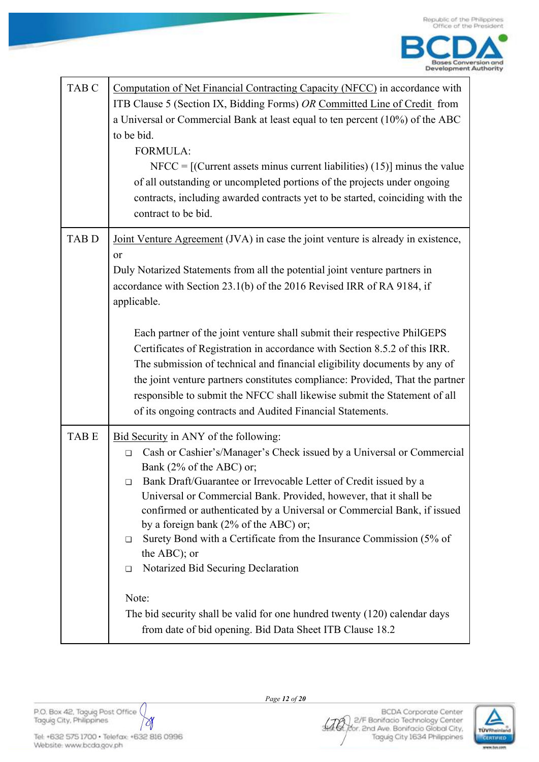| | |
|---|---|
| TAB C | Computation of Net Financial Contracting Capacity (NFCC) in accordance with ITB Clause 5 (Section IX, Bidding Forms) *OR* Committed Line of Credit from a Universal or Commercial Bank at least equal to ten percent (10%) of the ABC to be bid.<br><br>FORMULA:<br><br>NFCC = [(Current assets minus current liabilities) (15)] minus the value of all outstanding or uncompleted portions of the projects under ongoing contracts, including awarded contracts yet to be started, coinciding with the contract to be bid. |
| TAB D | Joint Venture Agreement (JVA) in case the joint venture is already in existence, or<br>Duly Notarized Statements from all the potential joint venture partners in accordance with Section 23.1(b) of the 2016 Revised IRR of RA 9184, if applicable.<br><br>Each partner of the joint venture shall submit their respective PhilGEPS Certificates of Registration in accordance with Section 8.5.2 of this IRR. The submission of technical and financial eligibility documents by any of the joint venture partners constitutes compliance: Provided, That the partner responsible to submit the NFCC shall likewise submit the Statement of all of its ongoing contracts and Audited Financial Statements. |
| TAB E | Bid Security in ANY of the following:<br>❑ Cash or Cashier's/Manager's Check issued by a Universal or Commercial Bank (2% of the ABC) or;<br>❑ Bank Draft/Guarantee or Irrevocable Letter of Credit issued by a Universal or Commercial Bank. Provided, however, that it shall be confirmed or authenticated by a Universal or Commercial Bank, if issued by a foreign bank (2% of the ABC) or;<br>❑ Surety Bond with a Certificate from the Insurance Commission (5% of the ABC); or<br>❑ Notarized Bid Securing Declaration<br><br>Note:<br>The bid security shall be valid for one hundred twenty (120) calendar days from date of bid opening. Bid Data Sheet ITB Clause 18.2 |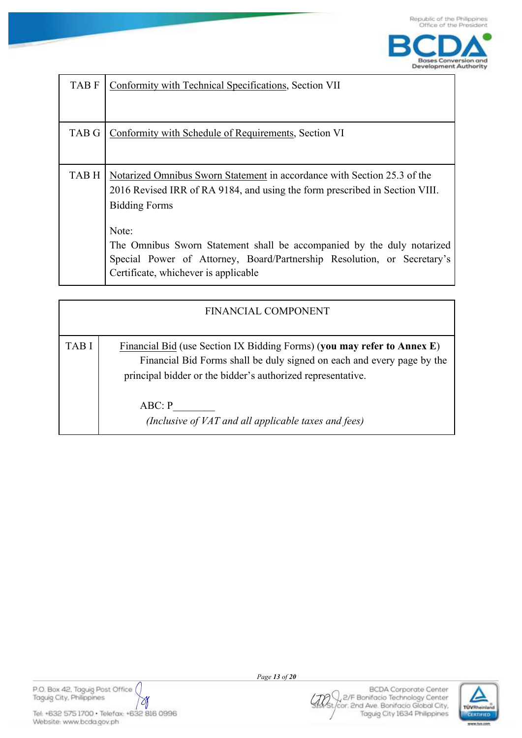| | |
|---|---|
| TAB F | Conformity with Technical Specifications, Section VII |
| TAB G | Conformity with Schedule of Requirements, Section VI |
| TAB H | Notarized Omnibus Sworn Statement in accordance with Section 25.3 of the 2016 Revised IRR of RA 9184, and using the form prescribed in Section VIII. Bidding Forms<br><br>Note:<br>The Omnibus Sworn Statement shall be accompanied by the duly notarized Special Power of Attorney, Board/Partnership Resolution, or Secretary's Certificate, whichever is applicable |

| FINANCIAL COMPONENT | |
|---|---|
| TAB I | Financial Bid (use Section IX Bidding Forms) (**you may refer to Annex E**)<br>Financial Bid Forms shall be duly signed on each and every page by the principal bidder or the bidder's authorized representative.<br><br>ABC: P________<br>*(Inclusive of VAT and all applicable taxes and fees)* |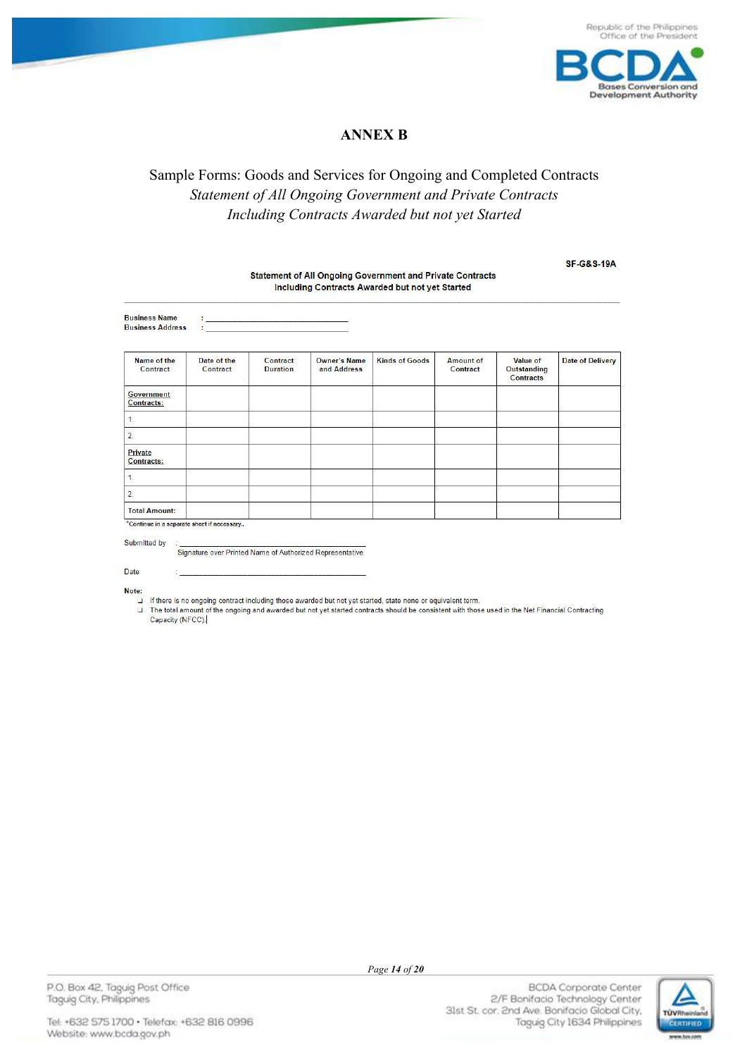# ANNEX B

## Sample Forms: Goods and Services for Ongoing and Completed Contracts

*Statement of All Ongoing Government and Private Contracts*
*Including Contracts Awarded but not yet Started*

**SF-G&S-19A**

**Statement of All Ongoing Government and Private Contracts Including Contracts Awarded but not yet Started**

Business Name : ______________________________
Business Address : ______________________________

| Name of the Contract | Date of the Contract | Contract Duration | Owner's Name and Address | Kinds of Goods | Amount of Contract | Value of Outstanding Contracts | Date of Delivery |
|---|---|---|---|---|---|---|---|
| Government Contracts: | | | | | | | |
| 1. | | | | | | | |
| 2. | | | | | | | |
| Private Contracts: | | | | | | | |
| 1. | | | | | | | |
| 2. | | | | | | | |
| Total Amount: | | | | | | | |

*Continue in a separate sheet if necessary..

Submitted by : ______________________________
Signature over Printed Name of Authorized Representative

Date : ______________________________

Note:

- If there is no ongoing contract including those awarded but not yet started, state none or equivalent term.
- The total amount of the ongoing and awarded but not yet started contracts should be consistent with those used in the Net Financial Contracting Capacity (NFCC).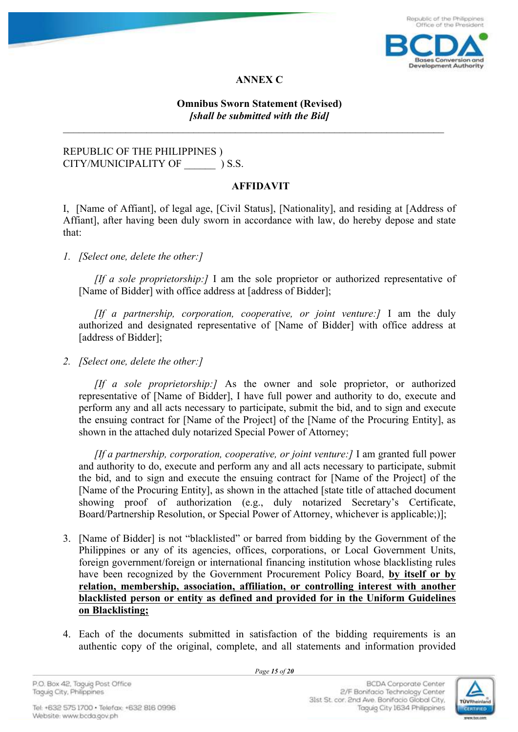**ANNEX C**

**Omnibus Sworn Statement (Revised)**
***[shall be submitted with the Bid]***

---

REPUBLIC OF THE PHILIPPINES )
CITY/MUNICIPALITY OF ______ ) S.S.

**AFFIDAVIT**

I, [Name of Affiant], of legal age, [Civil Status], [Nationality], and residing at [Address of Affiant], after having been duly sworn in accordance with law, do hereby depose and state that:

1. *[Select one, delete the other:]*

   *[If a sole proprietorship:]* I am the sole proprietor or authorized representative of [Name of Bidder] with office address at [address of Bidder];

   *[If a partnership, corporation, cooperative, or joint venture:]* I am the duly authorized and designated representative of [Name of Bidder] with office address at [address of Bidder];

2. *[Select one, delete the other:]*

   *[If a sole proprietorship:]* As the owner and sole proprietor, or authorized representative of [Name of Bidder], I have full power and authority to do, execute and perform any and all acts necessary to participate, submit the bid, and to sign and execute the ensuing contract for [Name of the Project] of the [Name of the Procuring Entity], as shown in the attached duly notarized Special Power of Attorney;

   *[If a partnership, corporation, cooperative, or joint venture:]* I am granted full power and authority to do, execute and perform any and all acts necessary to participate, submit the bid, and to sign and execute the ensuing contract for [Name of the Project] of the [Name of the Procuring Entity], as shown in the attached [state title of attached document showing proof of authorization (e.g., duly notarized Secretary's Certificate, Board/Partnership Resolution, or Special Power of Attorney, whichever is applicable;)];

3. [Name of Bidder] is not "blacklisted" or barred from bidding by the Government of the Philippines or any of its agencies, offices, corporations, or Local Government Units, foreign government/foreign or international financing institution whose blacklisting rules have been recognized by the Government Procurement Policy Board, <u>**by itself or by relation, membership, association, affiliation, or controlling interest with another blacklisted person or entity as defined and provided for in the Uniform Guidelines on Blacklisting;**</u>

4. Each of the documents submitted in satisfaction of the bidding requirements is an authentic copy of the original, complete, and all statements and information provided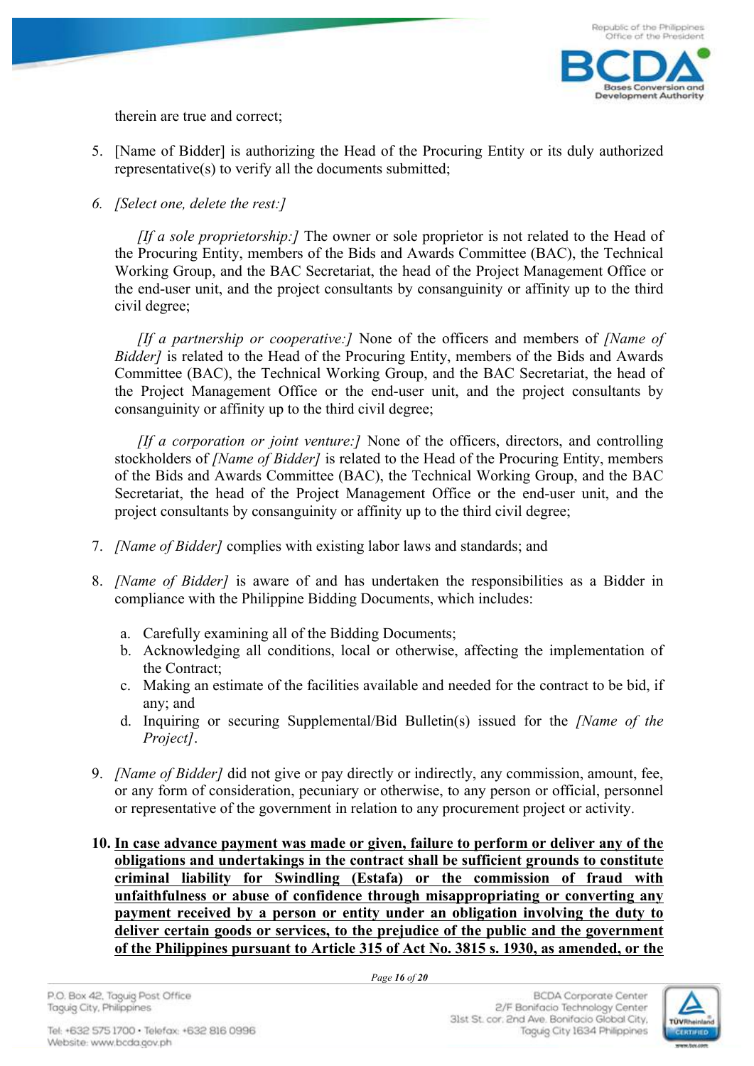therein are true and correct;

5. [Name of Bidder] is authorizing the Head of the Procuring Entity or its duly authorized representative(s) to verify all the documents submitted;

6. *[Select one, delete the rest:]*

   *[If a sole proprietorship:]* The owner or sole proprietor is not related to the Head of the Procuring Entity, members of the Bids and Awards Committee (BAC), the Technical Working Group, and the BAC Secretariat, the head of the Project Management Office or the end-user unit, and the project consultants by consanguinity or affinity up to the third civil degree;

   *[If a partnership or cooperative:]* None of the officers and members of *[Name of Bidder]* is related to the Head of the Procuring Entity, members of the Bids and Awards Committee (BAC), the Technical Working Group, and the BAC Secretariat, the head of the Project Management Office or the end-user unit, and the project consultants by consanguinity or affinity up to the third civil degree;

   *[If a corporation or joint venture:]* None of the officers, directors, and controlling stockholders of *[Name of Bidder]* is related to the Head of the Procuring Entity, members of the Bids and Awards Committee (BAC), the Technical Working Group, and the BAC Secretariat, the head of the Project Management Office or the end-user unit, and the project consultants by consanguinity or affinity up to the third civil degree;

7. *[Name of Bidder]* complies with existing labor laws and standards; and

8. *[Name of Bidder]* is aware of and has undertaken the responsibilities as a Bidder in compliance with the Philippine Bidding Documents, which includes:

   a. Carefully examining all of the Bidding Documents;
   b. Acknowledging all conditions, local or otherwise, affecting the implementation of the Contract;
   c. Making an estimate of the facilities available and needed for the contract to be bid, if any; and
   d. Inquiring or securing Supplemental/Bid Bulletin(s) issued for the *[Name of the Project]*.

9. *[Name of Bidder]* did not give or pay directly or indirectly, any commission, amount, fee, or any form of consideration, pecuniary or otherwise, to any person or official, personnel or representative of the government in relation to any procurement project or activity.

10. **<u>In case advance payment was made or given, failure to perform or deliver any of the obligations and undertakings in the contract shall be sufficient grounds to constitute criminal liability for Swindling (Estafa) or the commission of fraud with unfaithfulness or abuse of confidence through misappropriating or converting any payment received by a person or entity under an obligation involving the duty to deliver certain goods or services, to the prejudice of the public and the government of the Philippines pursuant to Article 315 of Act No. 3815 s. 1930, as amended, or the</u>**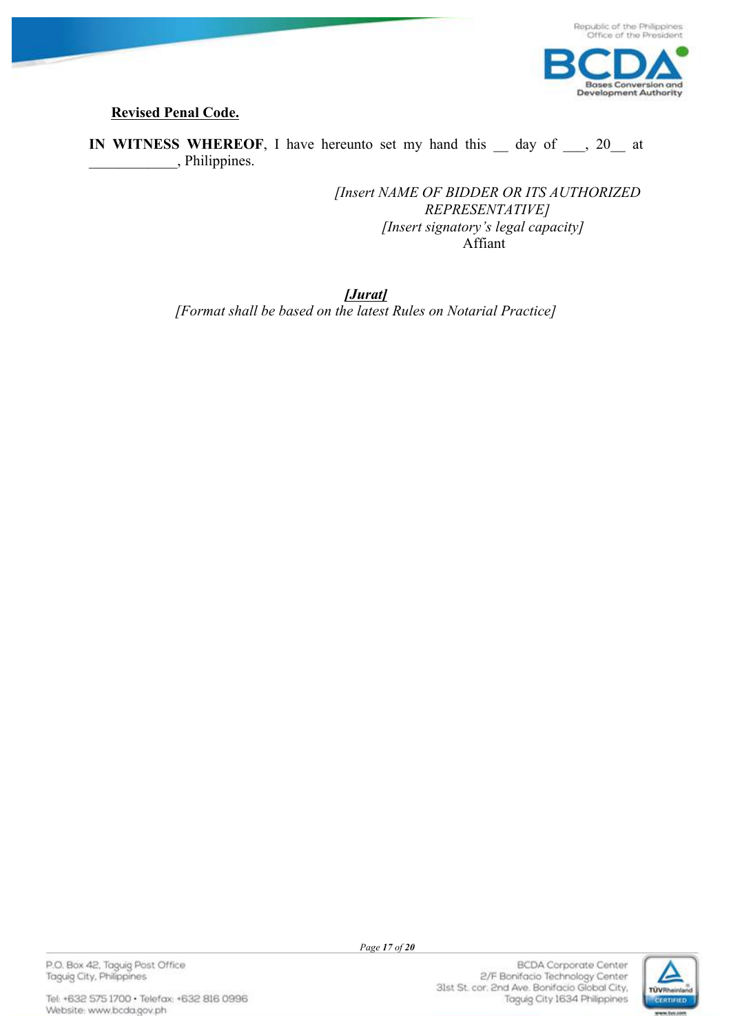**Revised Penal Code.**

**IN WITNESS WHEREOF**, I have hereunto set my hand this __ day of ___, 20__ at ____________, Philippines.

*[Insert NAME OF BIDDER OR ITS AUTHORIZED REPRESENTATIVE]*
*[Insert signatory's legal capacity]*
Affiant

***[Jurat]***
*[Format shall be based on the latest Rules on Notarial Practice]*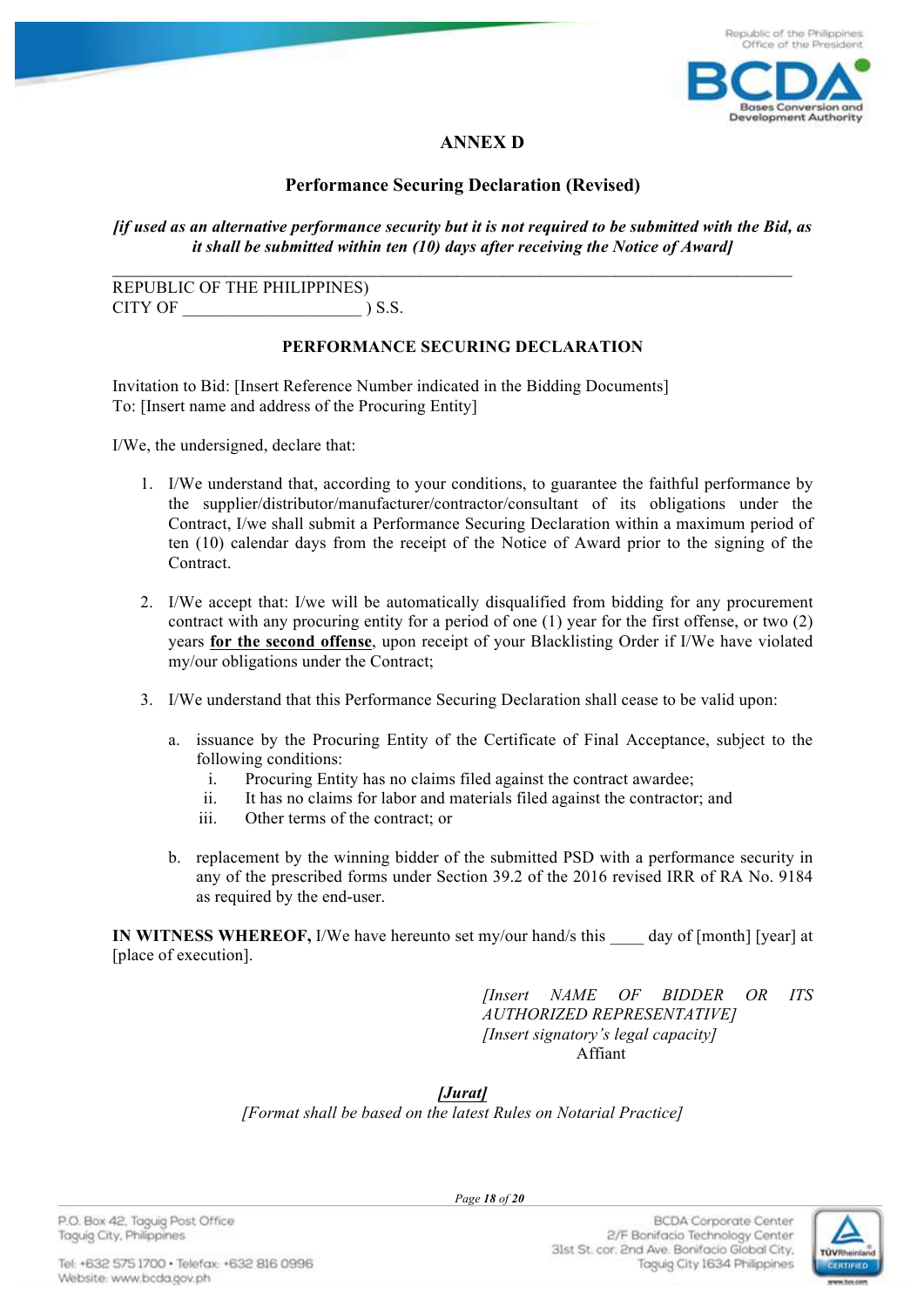## ANNEX D

### Performance Securing Declaration (Revised)

*[if used as an alternative performance security but it is not required to be submitted with the Bid, as it shall be submitted within ten (10) days after receiving the Notice of Award]*

---

REPUBLIC OF THE PHILIPPINES)
CITY OF ______________________ ) S.S.

### PERFORMANCE SECURING DECLARATION

Invitation to Bid: [Insert Reference Number indicated in the Bidding Documents]
To: [Insert name and address of the Procuring Entity]

I/We, the undersigned, declare that:

1. I/We understand that, according to your conditions, to guarantee the faithful performance by the supplier/distributor/manufacturer/contractor/consultant of its obligations under the Contract, I/we shall submit a Performance Securing Declaration within a maximum period of ten (10) calendar days from the receipt of the Notice of Award prior to the signing of the Contract.

2. I/We accept that: I/we will be automatically disqualified from bidding for any procurement contract with any procuring entity for a period of one (1) year for the first offense, or two (2) years **for the second offense**, upon receipt of your Blacklisting Order if I/We have violated my/our obligations under the Contract;

3. I/We understand that this Performance Securing Declaration shall cease to be valid upon:

   a. issuance by the Procuring Entity of the Certificate of Final Acceptance, subject to the following conditions:
      i. Procuring Entity has no claims filed against the contract awardee;
      ii. It has no claims for labor and materials filed against the contractor; and
      iii. Other terms of the contract; or

   b. replacement by the winning bidder of the submitted PSD with a performance security in any of the prescribed forms under Section 39.2 of the 2016 revised IRR of RA No. 9184 as required by the end-user.

**IN WITNESS WHEREOF,** I/We have hereunto set my/our hand/s this ____ day of [month] [year] at [place of execution].

*[Insert NAME OF BIDDER OR ITS AUTHORIZED REPRESENTATIVE]*
*[Insert signatory's legal capacity]*
Affiant

***[Jurat]***
*[Format shall be based on the latest Rules on Notarial Practice]*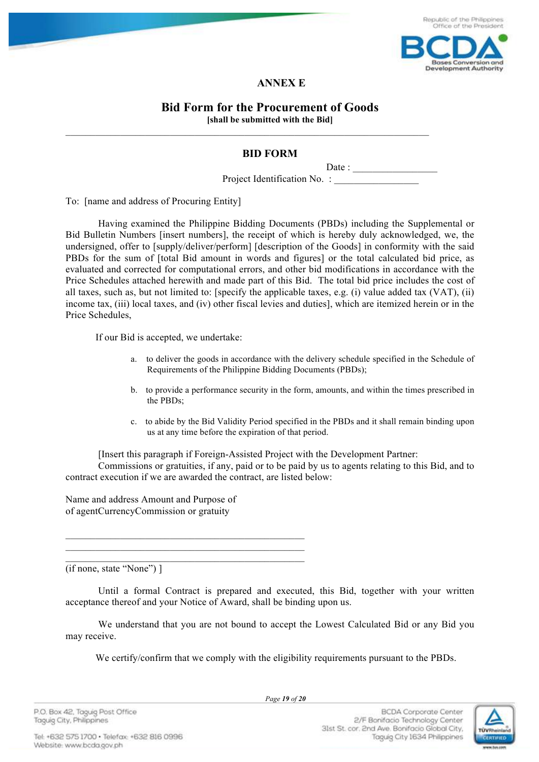# ANNEX E

## Bid Form for the Procurement of Goods

**[shall be submitted with the Bid]**

---

### BID FORM

Date : _________________

Project Identification No. : _________________

To: [name and address of Procuring Entity]

Having examined the Philippine Bidding Documents (PBDs) including the Supplemental or Bid Bulletin Numbers [insert numbers], the receipt of which is hereby duly acknowledged, we, the undersigned, offer to [supply/deliver/perform] [description of the Goods] in conformity with the said PBDs for the sum of [total Bid amount in words and figures] or the total calculated bid price, as evaluated and corrected for computational errors, and other bid modifications in accordance with the Price Schedules attached herewith and made part of this Bid. The total bid price includes the cost of all taxes, such as, but not limited to: [specify the applicable taxes, e.g. (i) value added tax (VAT), (ii) income tax, (iii) local taxes, and (iv) other fiscal levies and duties], which are itemized herein or in the Price Schedules,

If our Bid is accepted, we undertake:

a. to deliver the goods in accordance with the delivery schedule specified in the Schedule of Requirements of the Philippine Bidding Documents (PBDs);

b. to provide a performance security in the form, amounts, and within the times prescribed in the PBDs;

c. to abide by the Bid Validity Period specified in the PBDs and it shall remain binding upon us at any time before the expiration of that period.

[Insert this paragraph if Foreign-Assisted Project with the Development Partner:
Commissions or gratuities, if any, paid or to be paid by us to agents relating to this Bid, and to contract execution if we are awarded the contract, are listed below:

Name and address Amount and Purpose of
of agentCurrencyCommission or gratuity

_________________________________________________
_________________________________________________
_________________________________________________

(if none, state "None") ]

Until a formal Contract is prepared and executed, this Bid, together with your written acceptance thereof and your Notice of Award, shall be binding upon us.

We understand that you are not bound to accept the Lowest Calculated Bid or any Bid you may receive.

We certify/confirm that we comply with the eligibility requirements pursuant to the PBDs.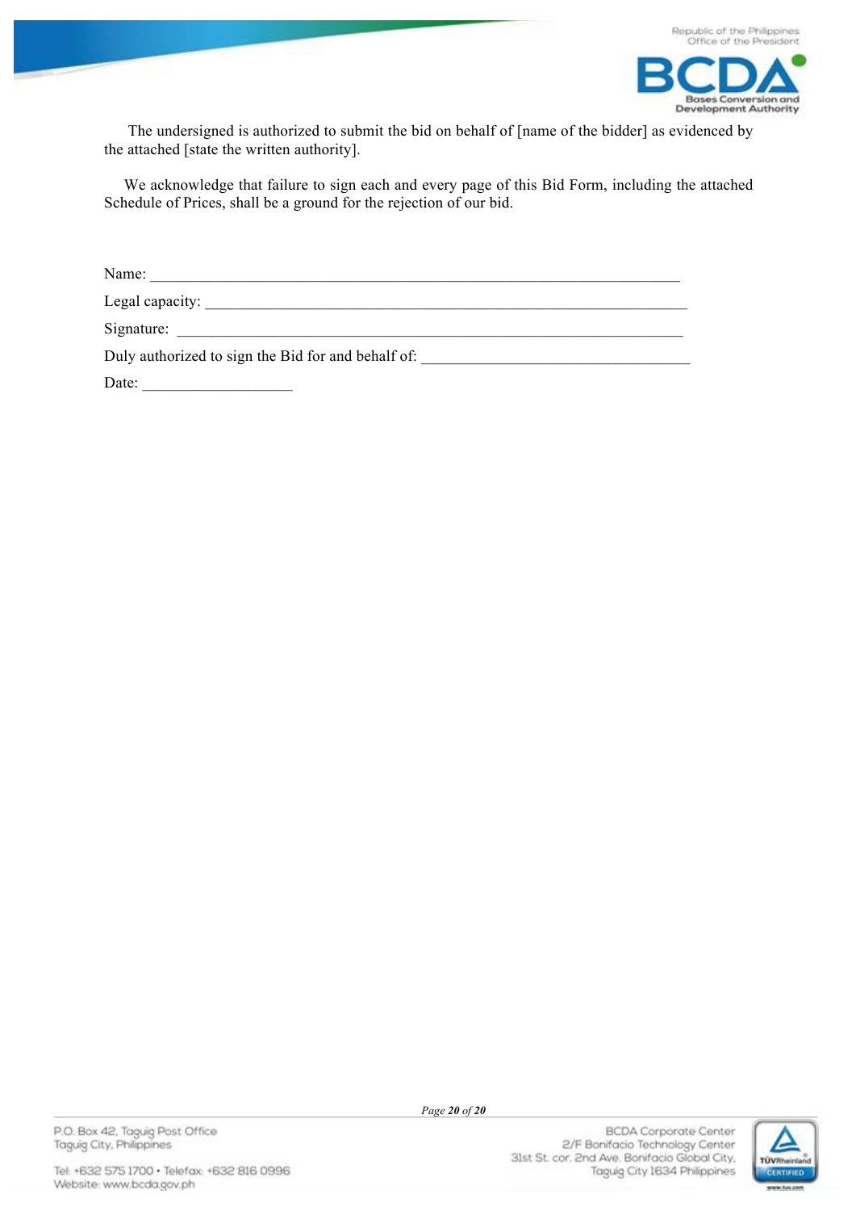The undersigned is authorized to submit the bid on behalf of [name of the bidder] as evidenced by the attached [state the written authority].

We acknowledge that failure to sign each and every page of this Bid Form, including the attached Schedule of Prices, shall be a ground for the rejection of our bid.

Name: ___________________________________________________________________

Legal capacity: ___________________________________________________________

Signature: _______________________________________________________________

Duly authorized to sign the Bid for and behalf of: _________________________________

Date: ___________________